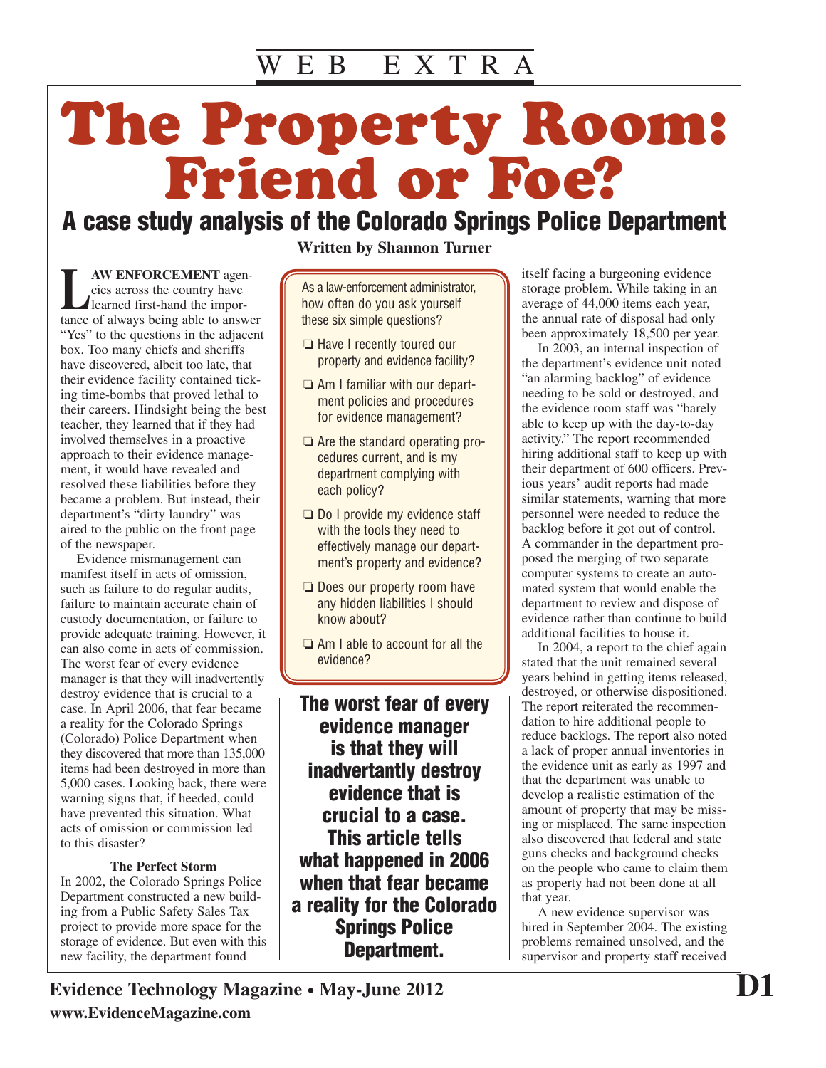WEB EXTRA

# The Property Room: Friend or Foe?

## A case study analysis of the Colorado Springs Police Department

**Written by Shannon Turner**

**LAW ENFORCEMENT** agencies across the country have learned first-hand the importance of always being able to answer "Yes" to the questions in the adjacent box. Too many chiefs and sheriffs have discovered, albeit too late, that their evidence facility contained ticking time-bombs that proved lethal to their careers. Hindsight being the best teacher, they learned that if they had involved themselves in a proactive approach to their evidence management, it would have revealed and resolved these liabilities before they became a problem. But instead, their department's "dirty laundry" was aired to the public on the front page of the newspaper.

Evidence mismanagement can manifest itself in acts of omission, such as failure to do regular audits, failure to maintain accurate chain of custody documentation, or failure to provide adequate training. However, it can also come in acts of commission. The worst fear of every evidence manager is that they will inadvertently destroy evidence that is crucial to a case. In April 2006, that fear became a reality for the Colorado Springs (Colorado) Police Department when they discovered that more than 135,000 items had been destroyed in more than 5,000 cases. Looking back, there were warning signs that, if heeded, could have prevented this situation. What acts of omission or commission led to this disaster?

> As a law-enforcement administrator, how often do you ask yourself these six simple questions?
>
> - ❏ Have I recently toured our property and evidence facility?
> - ❏ Am I familiar with our department policies and procedures for evidence management?
> - ❏ Are the standard operating procedures current, and is my department complying with each policy?
> - ❏ Do I provide my evidence staff with the tools they need to effectively manage our department's property and evidence?
> - ❏ Does our property room have any hidden liabilities I should know about?
> - ❏ Am I able to account for all the evidence?

**The worst fear of every evidence manager is that they will inadvertantly destroy evidence that is crucial to a case. This article tells what happened in 2006 when that fear became a reality for the Colorado Springs Police Department.**

### The Perfect Storm

In 2002, the Colorado Springs Police Department constructed a new building from a Public Safety Sales Tax project to provide more space for the storage of evidence. But even with this new facility, the department found itself facing a burgeoning evidence storage problem. While taking in an average of 44,000 items each year, the annual rate of disposal had only been approximately 18,500 per year.

In 2003, an internal inspection of the department's evidence unit noted "an alarming backlog" of evidence needing to be sold or destroyed, and the evidence room staff was "barely able to keep up with the day-to-day activity." The report recommended hiring additional staff to keep up with their department of 600 officers. Previous years' audit reports had made similar statements, warning that more personnel were needed to reduce the backlog before it got out of control. A commander in the department proposed the merging of two separate computer systems to create an automated system that would enable the department to review and dispose of evidence rather than continue to build additional facilities to house it.

In 2004, a report to the chief again stated that the unit remained several years behind in getting items released, destroyed, or otherwise dispositioned. The report reiterated the recommendation to hire additional people to reduce backlogs. The report also noted a lack of proper annual inventories in the evidence unit as early as 1997 and that the department was unable to develop a realistic estimation of the amount of property that may be missing or misplaced. The same inspection also discovered that federal and state guns checks and background checks on the people who came to claim them as property had not been done at all that year.

A new evidence supervisor was hired in September 2004. The existing problems remained unsolved, and the supervisor and property staff received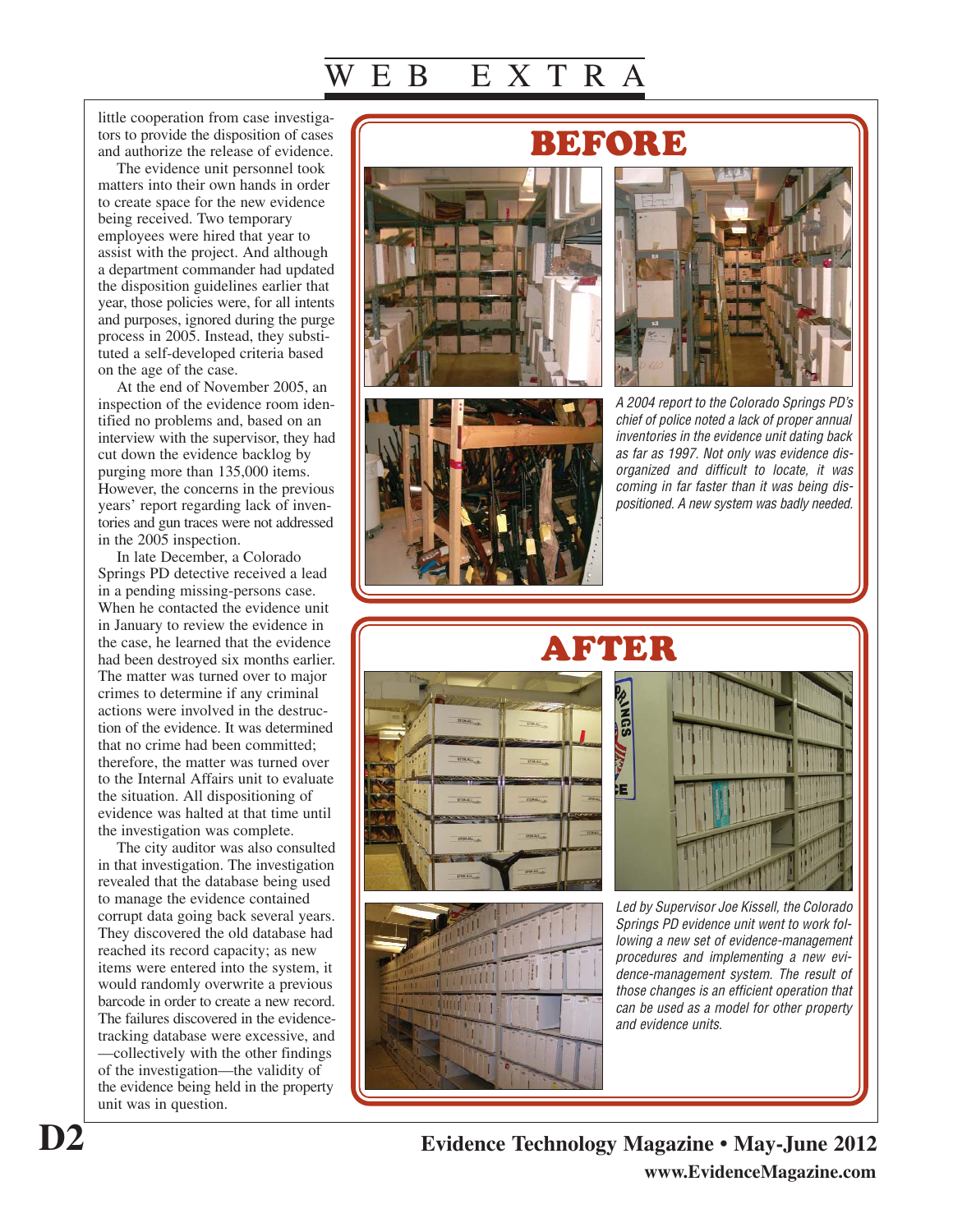little cooperation from case investigators to provide the disposition of cases and authorize the release of evidence.

The evidence unit personnel took matters into their own hands in order to create space for the new evidence being received. Two temporary employees were hired that year to assist with the project. And although a department commander had updated the disposition guidelines earlier that year, those policies were, for all intents and purposes, ignored during the purge process in 2005. Instead, they substituted a self-developed criteria based on the age of the case.

At the end of November 2005, an inspection of the evidence room identified no problems and, based on an interview with the supervisor, they had cut down the evidence backlog by purging more than 135,000 items. However, the concerns in the previous years' report regarding lack of inventories and gun traces were not addressed in the 2005 inspection.

In late December, a Colorado Springs PD detective received a lead in a pending missing-persons case. When he contacted the evidence unit in January to review the evidence in the case, he learned that the evidence had been destroyed six months earlier. The matter was turned over to major crimes to determine if any criminal actions were involved in the destruction of the evidence. It was determined that no crime had been committed; therefore, the matter was turned over to the Internal Affairs unit to evaluate the situation. All dispositioning of evidence was halted at that time until the investigation was complete.

The city auditor was also consulted in that investigation. The investigation revealed that the database being used to manage the evidence contained corrupt data going back several years. They discovered the old database had reached its record capacity; as new items were entered into the system, it would randomly overwrite a previous barcode in order to create a new record. The failures discovered in the evidence-tracking database were excessive, and—collectively with the other findings of the investigation—the validity of the evidence being held in the property unit was in question.

## BEFORE

*A 2004 report to the Colorado Springs PD's chief of police noted a lack of proper annual inventories in the evidence unit dating back as far as 1997. Not only was evidence disorganized and difficult to locate, it was coming in far faster than it was being dispositioned. A new system was badly needed.*

## AFTER

*Led by Supervisor Joe Kissell, the Colorado Springs PD evidence unit went to work following a new set of evidence-management procedures and implementing a new evidence-management system. The result of those changes is an efficient operation that can be used as a model for other property and evidence units.*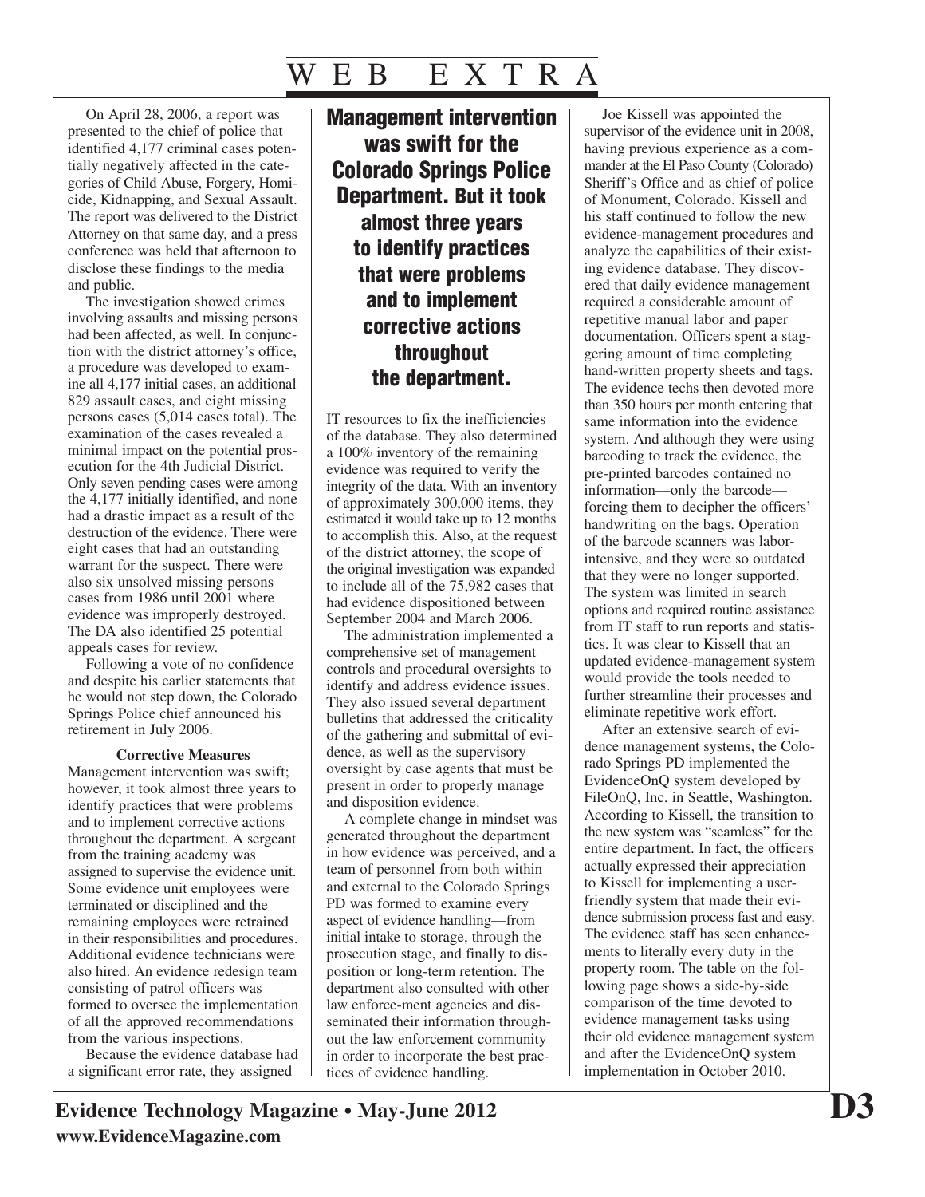On April 28, 2006, a report was presented to the chief of police that identified 4,177 criminal cases potentially negatively affected in the categories of Child Abuse, Forgery, Homicide, Kidnapping, and Sexual Assault. The report was delivered to the District Attorney on that same day, and a press conference was held that afternoon to disclose these findings to the media and public.

The investigation showed crimes involving assaults and missing persons had been affected, as well. In conjunction with the district attorney's office, a procedure was developed to examine all 4,177 initial cases, an additional 829 assault cases, and eight missing persons cases (5,014 cases total). The examination of the cases revealed a minimal impact on the potential prosecution for the 4th Judicial District. Only seven pending cases were among the 4,177 initially identified, and none had a drastic impact as a result of the destruction of the evidence. There were eight cases that had an outstanding warrant for the suspect. There were also six unsolved missing persons cases from 1986 until 2001 where evidence was improperly destroyed. The DA also identified 25 potential appeals cases for review.

Following a vote of no confidence and despite his earlier statements that he would not step down, the Colorado Springs Police chief announced his retirement in July 2006.

**Corrective Measures**

Management intervention was swift; however, it took almost three years to identify practices that were problems and to implement corrective actions throughout the department. A sergeant from the training academy was assigned to supervise the evidence unit. Some evidence unit employees were terminated or disciplined and the remaining employees were retrained in their responsibilities and procedures. Additional evidence technicians were also hired. An evidence redesign team consisting of patrol officers was formed to oversee the implementation of all the approved recommendations from the various inspections.

**Management intervention was swift for the Colorado Springs Police Department. But it took almost three years to identify practices that were problems and to implement corrective actions throughout the department.**

Because the evidence database had a significant error rate, they assigned IT resources to fix the inefficiencies of the database. They also determined a 100% inventory of the remaining evidence was required to verify the integrity of the data. With an inventory of approximately 300,000 items, they estimated it would take up to 12 months to accomplish this. Also, at the request of the district attorney, the scope of the original investigation was expanded to include all of the 75,982 cases that had evidence dispositioned between September 2004 and March 2006.

The administration implemented a comprehensive set of management controls and procedural oversights to identify and address evidence issues. They also issued several department bulletins that addressed the criticality of the gathering and submittal of evidence, as well as the supervisory oversight by case agents that must be present in order to properly manage and disposition evidence.

A complete change in mindset was generated throughout the department in how evidence was perceived, and a team of personnel from both within and external to the Colorado Springs PD was formed to examine every aspect of evidence handling—from initial intake to storage, through the prosecution stage, and finally to disposition or long-term retention. The department also consulted with other law enforce-ment agencies and disseminated their information throughout the law enforcement community in order to incorporate the best practices of evidence handling.

Joe Kissell was appointed the supervisor of the evidence unit in 2008, having previous experience as a commander at the El Paso County (Colorado) Sheriff's Office and as chief of police of Monument, Colorado. Kissell and his staff continued to follow the new evidence-management procedures and analyze the capabilities of their existing evidence database. They discovered that daily evidence management required a considerable amount of repetitive manual labor and paper documentation. Officers spent a staggering amount of time completing hand-written property sheets and tags. The evidence techs then devoted more than 350 hours per month entering that same information into the evidence system. And although they were using barcoding to track the evidence, the pre-printed barcodes contained no information—only the barcode—forcing them to decipher the officers' handwriting on the bags. Operation of the barcode scanners was labor-intensive, and they were so outdated that they were no longer supported. The system was limited in search options and required routine assistance from IT staff to run reports and statistics. It was clear to Kissell that an updated evidence-management system would provide the tools needed to further streamline their processes and eliminate repetitive work effort.

After an extensive search of evidence management systems, the Colorado Springs PD implemented the EvidenceOnQ system developed by FileOnQ, Inc. in Seattle, Washington. According to Kissell, the transition to the new system was "seamless" for the entire department. In fact, the officers actually expressed their appreciation to Kissell for implementing a user-friendly system that made their evidence submission process fast and easy. The evidence staff has seen enhancements to literally every duty in the property room. The table on the following page shows a side-by-side comparison of the time devoted to evidence management tasks using their old evidence management system and after the EvidenceOnQ system implementation in October 2010.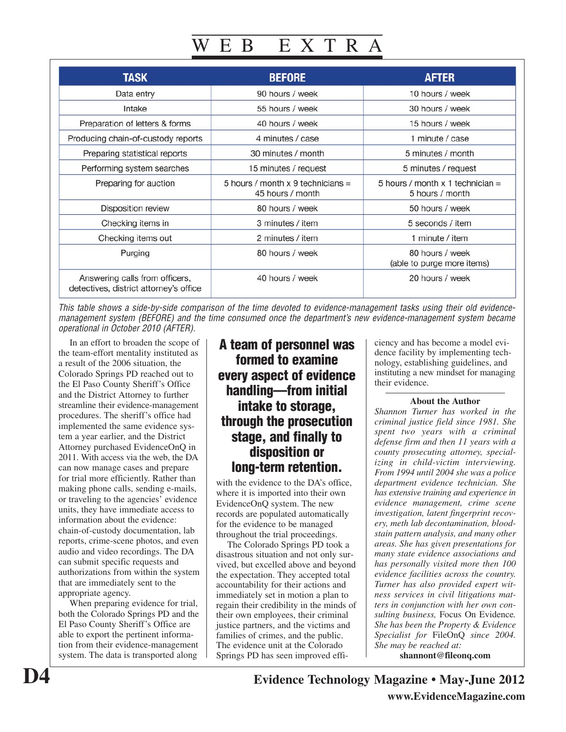# WEB EXTRA

| TASK | BEFORE | AFTER |
|---|---|---|
| Data entry | 90 hours / week | 10 hours / week |
| Intake | 55 hours / week | 30 hours / week |
| Preparation of letters & forms | 40 hours / week | 15 hours / week |
| Producing chain-of-custody reports | 4 minutes / case | 1 minute / case |
| Preparing statistical reports | 30 minutes / month | 5 minutes / month |
| Performing system searches | 15 minutes / request | 5 minutes / request |
| Preparing for auction | 5 hours / month x 9 technicians = 45 hours / month | 5 hours / month x 1 technician = 5 hours / month |
| Disposition review | 80 hours / week | 50 hours / week |
| Checking items in | 3 minutes / item | 5 seconds / item |
| Checking items out | 2 minutes / item | 1 minute / item |
| Purging | 80 hours / week | 80 hours / week (able to purge more items) |
| Answering calls from officers, detectives, district attorney's office | 40 hours / week | 20 hours / week |

*This table shows a side-by-side comparison of the time devoted to evidence-management tasks using their old evidence-management system (BEFORE) and the time consumed once the department's new evidence-management system became operational in October 2010 (AFTER).*

In an effort to broaden the scope of the team-effort mentality instituted as a result of the 2006 situation, the Colorado Springs PD reached out to the El Paso County Sheriff's Office and the District Attorney to further streamline their evidence-management procedures. The sheriff's office had implemented the same evidence system a year earlier, and the District Attorney purchased EvidenceOnQ in 2011. With access via the web, the DA can now manage cases and prepare for trial more efficiently. Rather than making phone calls, sending e-mails, or traveling to the agencies' evidence units, they have immediate access to information about the evidence: chain-of-custody documentation, lab reports, crime-scene photos, and even audio and video recordings. The DA can submit specific requests and authorizations from within the system that are immediately sent to the appropriate agency.

When preparing evidence for trial, both the Colorado Springs PD and the El Paso County Sheriff's Office are able to export the pertinent information from their evidence-management system. The data is transported along with the evidence to the DA's office, where it is imported into their own EvidenceOnQ system. The new records are populated automatically for the evidence to be managed throughout the trial proceedings.

**A team of personnel was formed to examine every aspect of evidence handling—from initial intake to storage, through the prosecution stage, and finally to disposition or long-term retention.**

The Colorado Springs PD took a disastrous situation and not only survived, but excelled above and beyond the expectation. They accepted total accountability for their actions and immediately set in motion a plan to regain their credibility in the minds of their own employees, their criminal justice partners, and the victims and families of crimes, and the public. The evidence unit at the Colorado Springs PD has seen improved efficiency and has become a model evidence facility by implementing technology, establishing guidelines, and instituting a new mindset for managing their evidence.

**About the Author**

*Shannon Turner has worked in the criminal justice field since 1981. She spent two years with a criminal defense firm and then 11 years with a county prosecuting attorney, specializing in child-victim interviewing. From 1994 until 2004 she was a police department evidence technician. She has extensive training and experience in evidence management, crime scene investigation, latent fingerprint recovery, meth lab decontamination, bloodstain pattern analysis, and many other areas. She has given presentations for many state evidence associations and has personally visited more then 100 evidence facilities across the country. Turner has also provided expert witness services in civil litigations matters in conjunction with her own consulting business,* Focus On Evidence. *She has been the Property & Evidence Specialist for* FileOnQ *since 2004. She may be reached at:*

**shannont@fileonq.com**